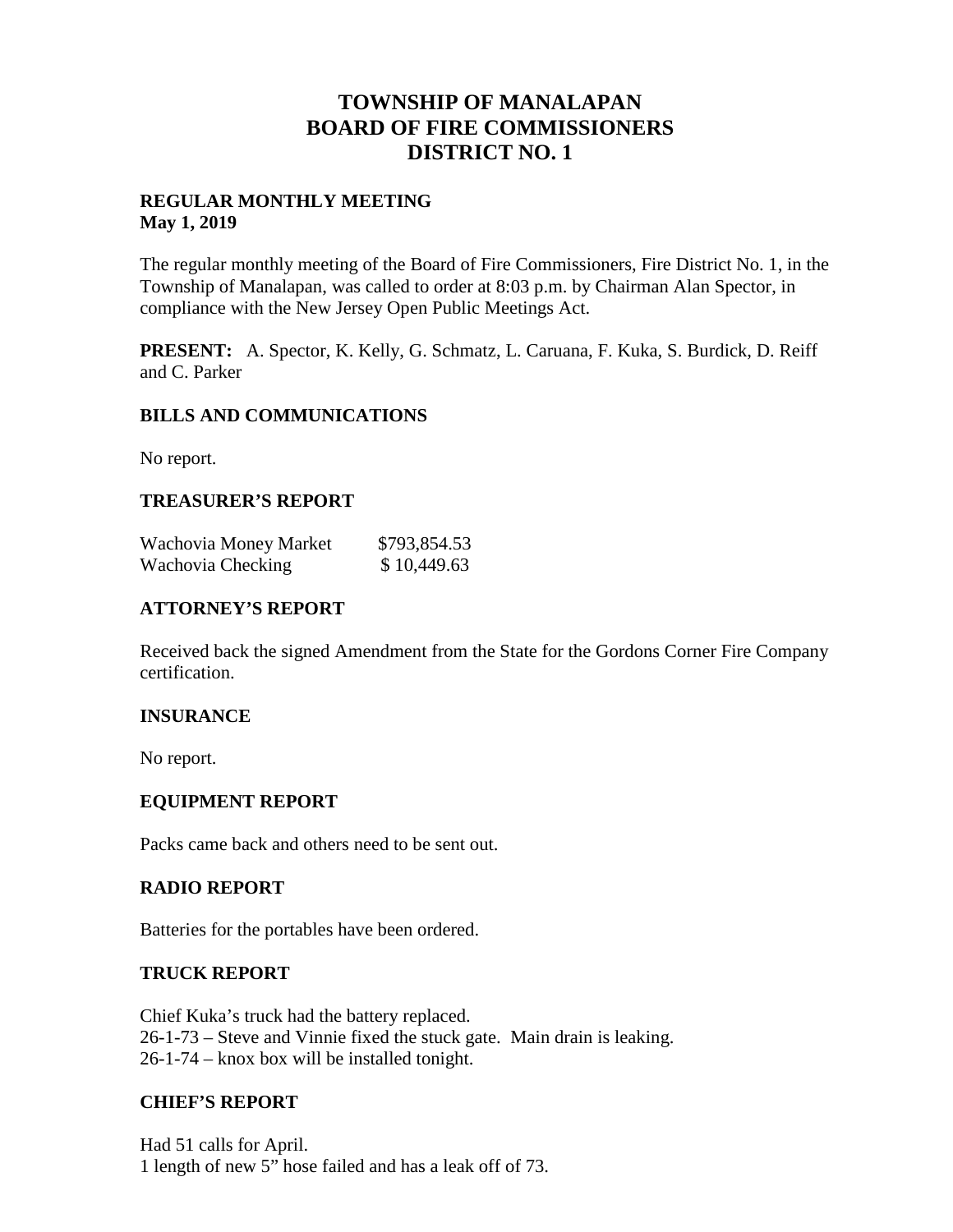# TOWNSHIP OF MANALAPAN
# BOARD OF FIRE COMMISSIONERS
# DISTRICT NO. 1

**REGULAR MONTHLY MEETING**
**May 1, 2019**

The regular monthly meeting of the Board of Fire Commissioners, Fire District No. 1, in the Township of Manalapan, was called to order at 8:03 p.m. by Chairman Alan Spector, in compliance with the New Jersey Open Public Meetings Act.

**PRESENT:** A. Spector, K. Kelly, G. Schmatz, L. Caruana, F. Kuka, S. Burdick, D. Reiff and C. Parker

## BILLS AND COMMUNICATIONS

No report.

## TREASURER'S REPORT

| | |
|---|---|
| Wachovia Money Market | $793,854.53 |
| Wachovia Checking | $ 10,449.63 |

## ATTORNEY'S REPORT

Received back the signed Amendment from the State for the Gordons Corner Fire Company certification.

## INSURANCE

No report.

## EQUIPMENT REPORT

Packs came back and others need to be sent out.

## RADIO REPORT

Batteries for the portables have been ordered.

## TRUCK REPORT

Chief Kuka's truck had the battery replaced.
26-1-73 – Steve and Vinnie fixed the stuck gate. Main drain is leaking.
26-1-74 – knox box will be installed tonight.

## CHIEF'S REPORT

Had 51 calls for April.
1 length of new 5" hose failed and has a leak off of 73.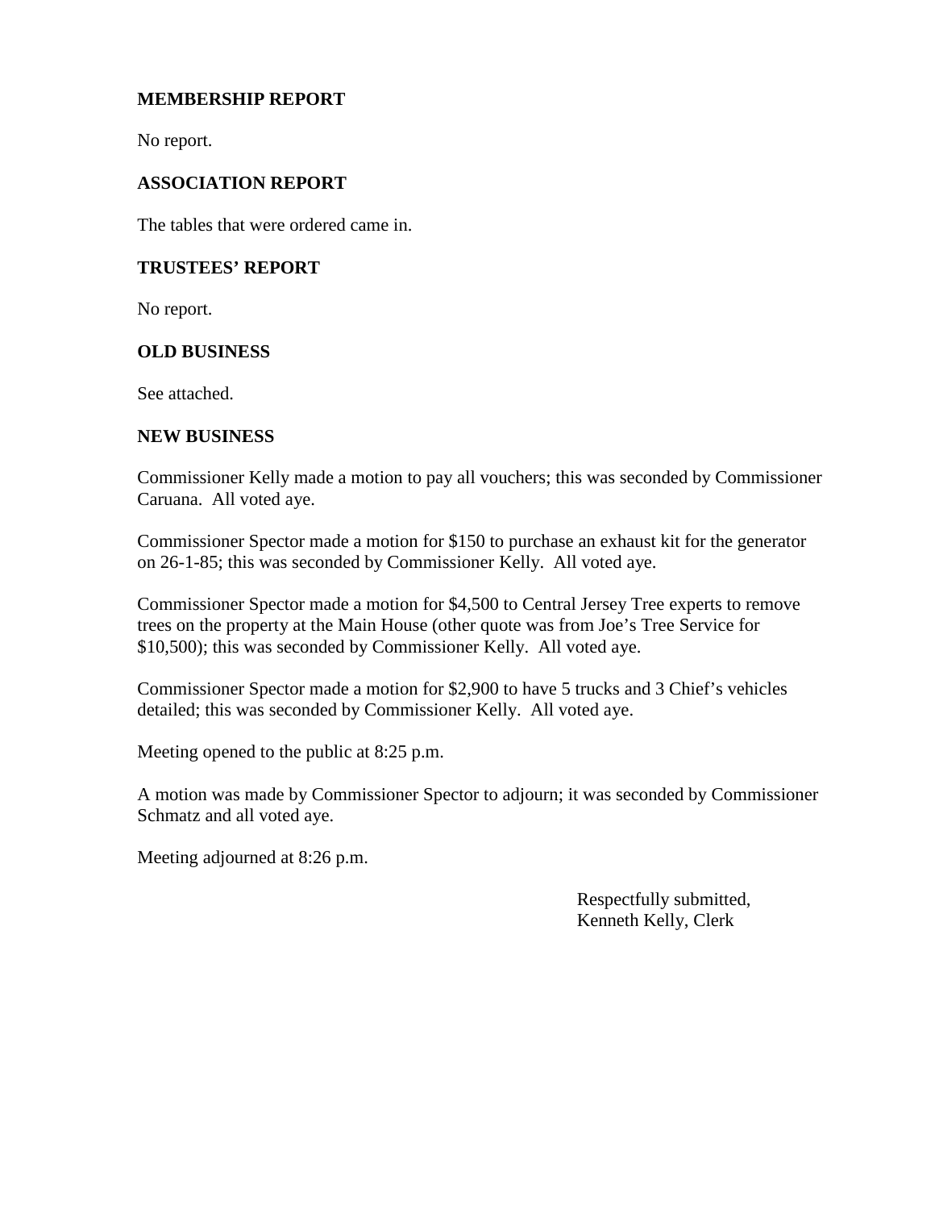## MEMBERSHIP REPORT

No report.

## ASSOCIATION REPORT

The tables that were ordered came in.

## TRUSTEES' REPORT

No report.

## OLD BUSINESS

See attached.

## NEW BUSINESS

Commissioner Kelly made a motion to pay all vouchers; this was seconded by Commissioner Caruana. All voted aye.

Commissioner Spector made a motion for $150 to purchase an exhaust kit for the generator on 26-1-85; this was seconded by Commissioner Kelly. All voted aye.

Commissioner Spector made a motion for $4,500 to Central Jersey Tree experts to remove trees on the property at the Main House (other quote was from Joe's Tree Service for $10,500); this was seconded by Commissioner Kelly. All voted aye.

Commissioner Spector made a motion for $2,900 to have 5 trucks and 3 Chief's vehicles detailed; this was seconded by Commissioner Kelly. All voted aye.

Meeting opened to the public at 8:25 p.m.

A motion was made by Commissioner Spector to adjourn; it was seconded by Commissioner Schmatz and all voted aye.

Meeting adjourned at 8:26 p.m.

Respectfully submitted,
Kenneth Kelly, Clerk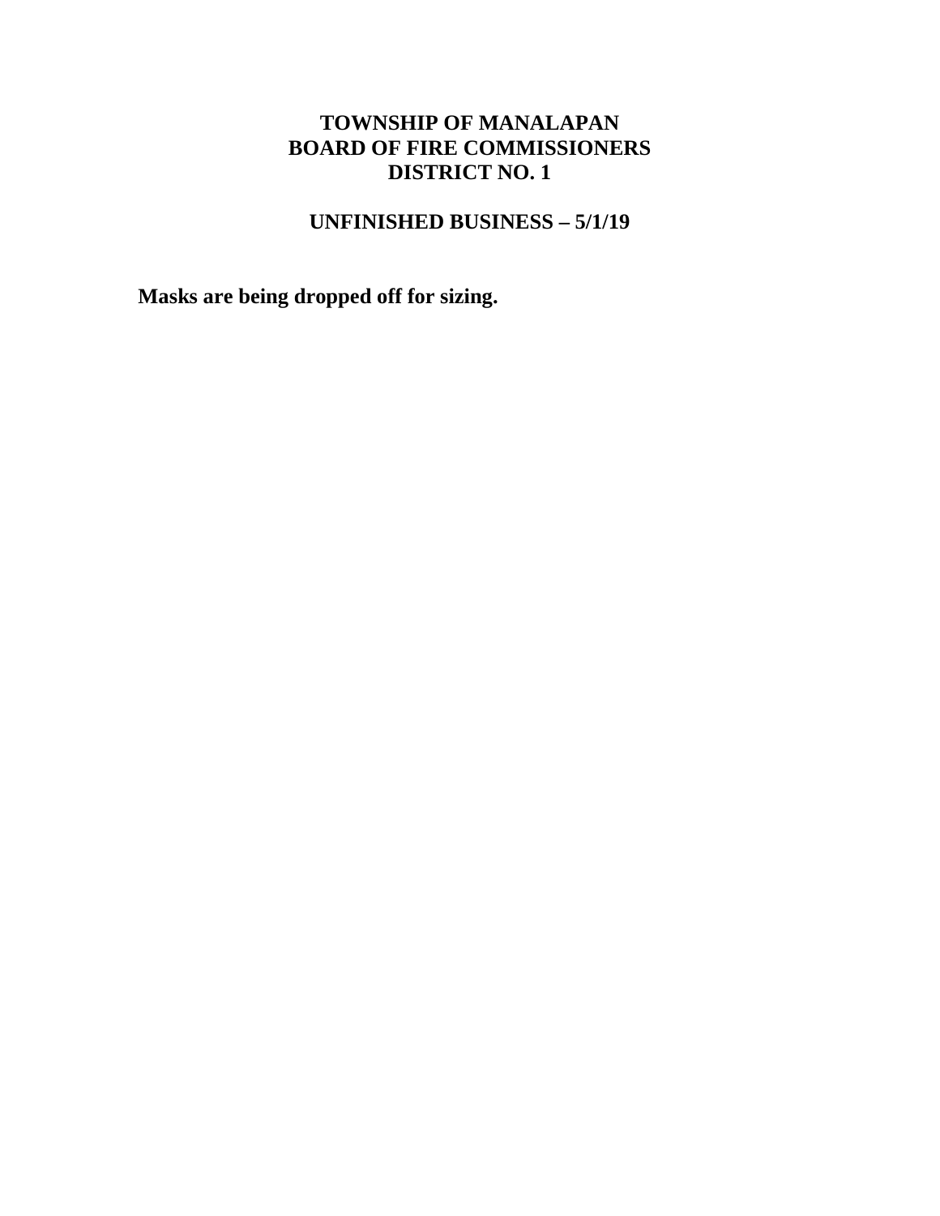# TOWNSHIP OF MANALAPAN
# BOARD OF FIRE COMMISSIONERS
# DISTRICT NO. 1

## UNFINISHED BUSINESS – 5/1/19

**Masks are being dropped off for sizing.**